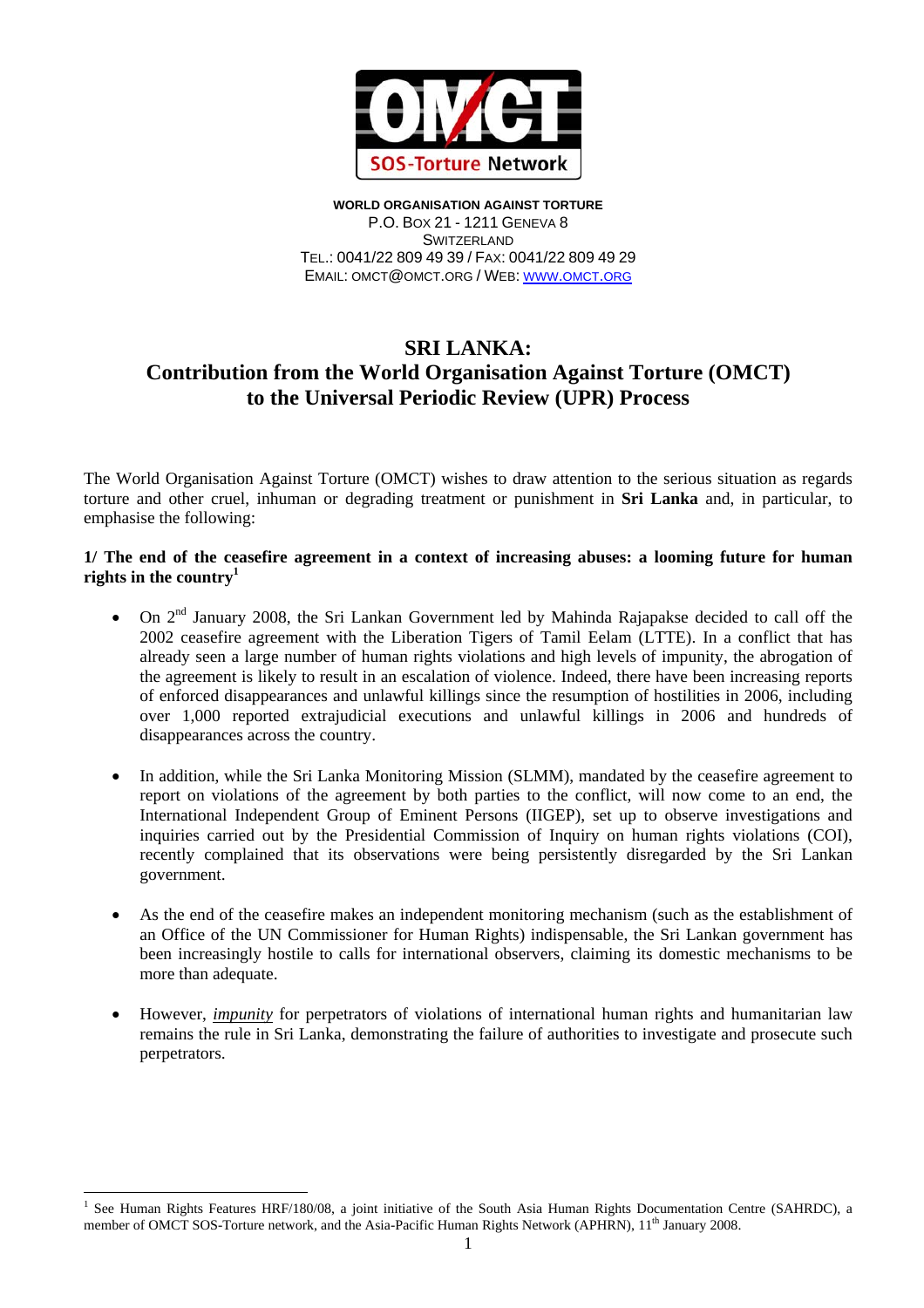**WORLD ORGANISATION AGAINST TORTURE**
P.O. BOX 21 - 1211 GENEVA 8
SWITZERLAND
TEL.: 0041/22 809 49 39 / FAX: 0041/22 809 49 29
EMAIL: OMCT@OMCT.ORG / WEB: WWW.OMCT.ORG

# SRI LANKA: Contribution from the World Organisation Against Torture (OMCT) to the Universal Periodic Review (UPR) Process

The World Organisation Against Torture (OMCT) wishes to draw attention to the serious situation as regards torture and other cruel, inhuman or degrading treatment or punishment in **Sri Lanka** and, in particular, to emphasise the following:

## 1/ The end of the ceasefire agreement in a context of increasing abuses: a looming future for human rights in the country[1]

- On 2nd January 2008, the Sri Lankan Government led by Mahinda Rajapakse decided to call off the 2002 ceasefire agreement with the Liberation Tigers of Tamil Eelam (LTTE). In a conflict that has already seen a large number of human rights violations and high levels of impunity, the abrogation of the agreement is likely to result in an escalation of violence. Indeed, there have been increasing reports of enforced disappearances and unlawful killings since the resumption of hostilities in 2006, including over 1,000 reported extrajudicial executions and unlawful killings in 2006 and hundreds of disappearances across the country.

- In addition, while the Sri Lanka Monitoring Mission (SLMM), mandated by the ceasefire agreement to report on violations of the agreement by both parties to the conflict, will now come to an end, the International Independent Group of Eminent Persons (IIGEP), set up to observe investigations and inquiries carried out by the Presidential Commission of Inquiry on human rights violations (COI), recently complained that its observations were being persistently disregarded by the Sri Lankan government.

- As the end of the ceasefire makes an independent monitoring mechanism (such as the establishment of an Office of the UN Commissioner for Human Rights) indispensable, the Sri Lankan government has been increasingly hostile to calls for international observers, claiming its domestic mechanisms to be more than adequate.

- However, ***impunity*** for perpetrators of violations of international human rights and humanitarian law remains the rule in Sri Lanka, demonstrating the failure of authorities to investigate and prosecute such perpetrators.

---

[1] See Human Rights Features HRF/180/08, a joint initiative of the South Asia Human Rights Documentation Centre (SAHRDC), a member of OMCT SOS-Torture network, and the Asia-Pacific Human Rights Network (APHRN), 11th January 2008.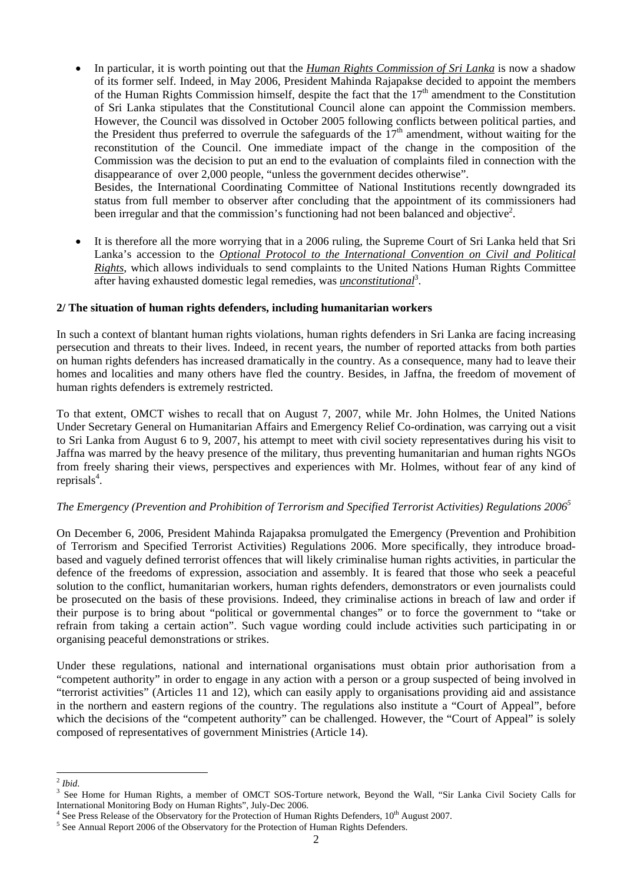- In particular, it is worth pointing out that the ***Human Rights Commission of Sri Lanka*** is now a shadow of its former self. Indeed, in May 2006, President Mahinda Rajapakse decided to appoint the members of the Human Rights Commission himself, despite the fact that the 17th amendment to the Constitution of Sri Lanka stipulates that the Constitutional Council alone can appoint the Commission members. However, the Council was dissolved in October 2005 following conflicts between political parties, and the President thus preferred to overrule the safeguards of the 17th amendment, without waiting for the reconstitution of the Council. One immediate impact of the change in the composition of the Commission was the decision to put an end to the evaluation of complaints filed in connection with the disappearance of over 2,000 people, "unless the government decides otherwise".
  Besides, the International Coordinating Committee of National Institutions recently downgraded its status from full member to observer after concluding that the appointment of its commissioners had been irregular and that the commission's functioning had not been balanced and objective[2].

- It is therefore all the more worrying that in a 2006 ruling, the Supreme Court of Sri Lanka held that Sri Lanka's accession to the *Optional Protocol to the International Convention on Civil and Political Rights*, which allows individuals to send complaints to the United Nations Human Rights Committee after having exhausted domestic legal remedies, was ***unconstitutional***[3].

**2/ The situation of human rights defenders, including humanitarian workers**

In such a context of blantant human rights violations, human rights defenders in Sri Lanka are facing increasing persecution and threats to their lives. Indeed, in recent years, the number of reported attacks from both parties on human rights defenders has increased dramatically in the country. As a consequence, many had to leave their homes and localities and many others have fled the country. Besides, in Jaffna, the freedom of movement of human rights defenders is extremely restricted.

To that extent, OMCT wishes to recall that on August 7, 2007, while Mr. John Holmes, the United Nations Under Secretary General on Humanitarian Affairs and Emergency Relief Co-ordination, was carrying out a visit to Sri Lanka from August 6 to 9, 2007, his attempt to meet with civil society representatives during his visit to Jaffna was marred by the heavy presence of the military, thus preventing humanitarian and human rights NGOs from freely sharing their views, perspectives and experiences with Mr. Holmes, without fear of any kind of reprisals[4].

*The Emergency (Prevention and Prohibition of Terrorism and Specified Terrorist Activities) Regulations 2006*[5]

On December 6, 2006, President Mahinda Rajapaksa promulgated the Emergency (Prevention and Prohibition of Terrorism and Specified Terrorist Activities) Regulations 2006. More specifically, they introduce broad-based and vaguely defined terrorist offences that will likely criminalise human rights activities, in particular the defence of the freedoms of expression, association and assembly. It is feared that those who seek a peaceful solution to the conflict, humanitarian workers, human rights defenders, demonstrators or even journalists could be prosecuted on the basis of these provisions. Indeed, they criminalise actions in breach of law and order if their purpose is to bring about "political or governmental changes" or to force the government to "take or refrain from taking a certain action". Such vague wording could include activities such participating in or organising peaceful demonstrations or strikes.

Under these regulations, national and international organisations must obtain prior authorisation from a "competent authority" in order to engage in any action with a person or a group suspected of being involved in "terrorist activities" (Articles 11 and 12), which can easily apply to organisations providing aid and assistance in the northern and eastern regions of the country. The regulations also institute a "Court of Appeal", before which the decisions of the "competent authority" can be challenged. However, the "Court of Appeal" is solely composed of representatives of government Ministries (Article 14).

---

[2] *Ibid.*

[3] See Home for Human Rights, a member of OMCT SOS-Torture network, Beyond the Wall, "Sir Lanka Civil Society Calls for International Monitoring Body on Human Rights", July-Dec 2006.

[4] See Press Release of the Observatory for the Protection of Human Rights Defenders, 10th August 2007.

[5] See Annual Report 2006 of the Observatory for the Protection of Human Rights Defenders.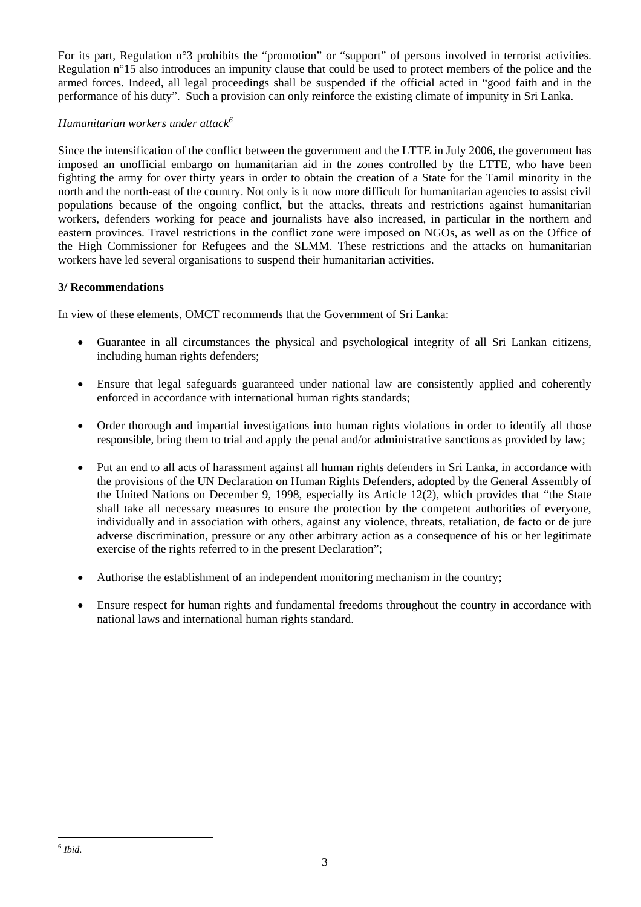For its part, Regulation n°3 prohibits the "promotion" or "support" of persons involved in terrorist activities. Regulation n°15 also introduces an impunity clause that could be used to protect members of the police and the armed forces. Indeed, all legal proceedings shall be suspended if the official acted in "good faith and in the performance of his duty". Such a provision can only reinforce the existing climate of impunity in Sri Lanka.

*Humanitarian workers under attack*[6]

Since the intensification of the conflict between the government and the LTTE in July 2006, the government has imposed an unofficial embargo on humanitarian aid in the zones controlled by the LTTE, who have been fighting the army for over thirty years in order to obtain the creation of a State for the Tamil minority in the north and the north-east of the country. Not only is it now more difficult for humanitarian agencies to assist civil populations because of the ongoing conflict, but the attacks, threats and restrictions against humanitarian workers, defenders working for peace and journalists have also increased, in particular in the northern and eastern provinces. Travel restrictions in the conflict zone were imposed on NGOs, as well as on the Office of the High Commissioner for Refugees and the SLMM. These restrictions and the attacks on humanitarian workers have led several organisations to suspend their humanitarian activities.

**3/ Recommendations**

In view of these elements, OMCT recommends that the Government of Sri Lanka:

- Guarantee in all circumstances the physical and psychological integrity of all Sri Lankan citizens, including human rights defenders;
- Ensure that legal safeguards guaranteed under national law are consistently applied and coherently enforced in accordance with international human rights standards;
- Order thorough and impartial investigations into human rights violations in order to identify all those responsible, bring them to trial and apply the penal and/or administrative sanctions as provided by law;
- Put an end to all acts of harassment against all human rights defenders in Sri Lanka, in accordance with the provisions of the UN Declaration on Human Rights Defenders, adopted by the General Assembly of the United Nations on December 9, 1998, especially its Article 12(2), which provides that "the State shall take all necessary measures to ensure the protection by the competent authorities of everyone, individually and in association with others, against any violence, threats, retaliation, de facto or de jure adverse discrimination, pressure or any other arbitrary action as a consequence of his or her legitimate exercise of the rights referred to in the present Declaration";
- Authorise the establishment of an independent monitoring mechanism in the country;
- Ensure respect for human rights and fundamental freedoms throughout the country in accordance with national laws and international human rights standard.

[6] *Ibid.*